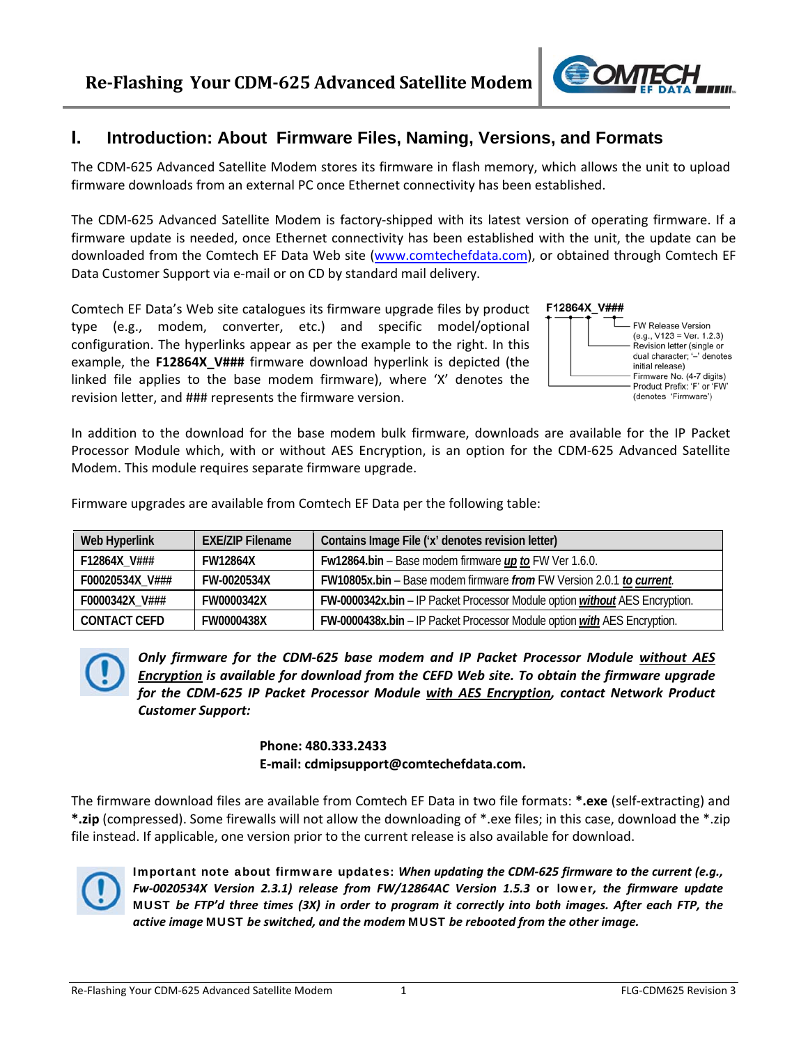# Re-Flashing Your CDM-625 Advanced Satellite Modem

## I. Introduction: About Firmware Files, Naming, Versions, and Formats

The CDM-625 Advanced Satellite Modem stores its firmware in flash memory, which allows the unit to upload firmware downloads from an external PC once Ethernet connectivity has been established.

The CDM-625 Advanced Satellite Modem is factory-shipped with its latest version of operating firmware. If a firmware update is needed, once Ethernet connectivity has been established with the unit, the update can be downloaded from the Comtech EF Data Web site (www.comtechefdata.com), or obtained through Comtech EF Data Customer Support via e-mail or on CD by standard mail delivery.

Comtech EF Data's Web site catalogues its firmware upgrade files by product type (e.g., modem, converter, etc.) and specific model/optional configuration. The hyperlinks appear as per the example to the right. In this example, the **F12864X_V###** firmware download hyperlink is depicted (the linked file applies to the base modem firmware), where 'X' denotes the revision letter, and ### represents the firmware version.

**F12864X_V###**
- FW Release Version (e.g., V123 = Ver. 1.2.3)
- Revision letter (single or dual character; '–' denotes initial release)
- Firmware No. (4-7 digits)
- Product Prefix: 'F' or 'FW' (denotes 'Firmware')

In addition to the download for the base modem bulk firmware, downloads are available for the IP Packet Processor Module which, with or without AES Encryption, is an option for the CDM-625 Advanced Satellite Modem. This module requires separate firmware upgrade.

Firmware upgrades are available from Comtech EF Data per the following table:

| Web Hyperlink | EXE/ZIP Filename | Contains Image File ('x' denotes revision letter) |
|---|---|---|
| F12864X_V### | FW12864X | **Fw12864.bin** – Base modem firmware ***up to*** FW Ver 1.6.0. |
| F00020534X_V### | FW-0020534X | **FW10805x.bin** – Base modem firmware ***from*** FW Version 2.0.1 ***to current***. |
| F0000342X_V### | FW0000342X | **FW-0000342x.bin** – IP Packet Processor Module option ***without*** AES Encryption. |
| CONTACT CEFD | FW0000438X | **FW-0000438x.bin** – IP Packet Processor Module option ***with*** AES Encryption. |

***Only firmware for the CDM-625 base modem and IP Packet Processor Module without AES Encryption is available for download from the CEFD Web site. To obtain the firmware upgrade for the CDM-625 IP Packet Processor Module with AES Encryption, contact Network Product Customer Support:***

**Phone: 480.333.2433**
**E-mail: cdmipsupport@comtechefdata.com.**

The firmware download files are available from Comtech EF Data in two file formats: ***.exe** (self-extracting) and ***.zip** (compressed). Some firewalls will not allow the downloading of *.exe files; in this case, download the *.zip file instead. If applicable, one version prior to the current release is also available for download.

**Important note about firmware updates:** ***When updating the CDM-625 firmware to the current (e.g., Fw-0020534X Version 2.3.1) release from FW/12864AC Version 1.5.3*** **or lower*****, the firmware update*** **MUST** ***be FTP'd three times (3X) in order to program it correctly into both images. After each FTP, the active image*** **MUST** ***be switched, and the modem*** **MUST** ***be rebooted from the other image.***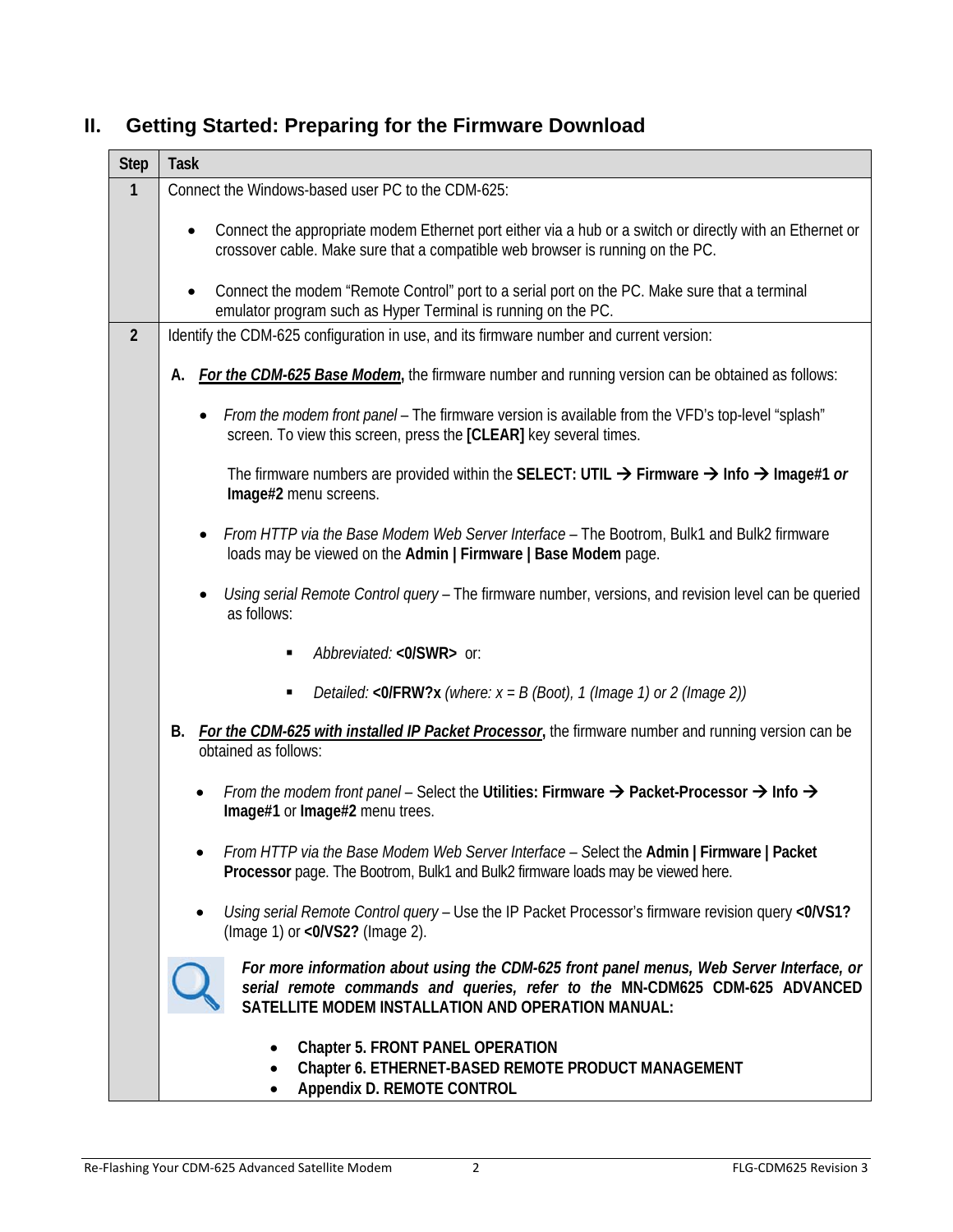## II. Getting Started: Preparing for the Firmware Download

| Step | Task |
|---|---|
| 1 | Connect the Windows-based user PC to the CDM-625:<br><br>• Connect the appropriate modem Ethernet port either via a hub or a switch or directly with an Ethernet or crossover cable. Make sure that a compatible web browser is running on the PC.<br><br>• Connect the modem "Remote Control" port to a serial port on the PC. Make sure that a terminal emulator program such as Hyper Terminal is running on the PC. |
| 2 | Identify the CDM-625 configuration in use, and its firmware number and current version:<br><br>**A.** ***For the CDM-625 Base Modem*,** the firmware number and running version can be obtained as follows:<br><br>• *From the modem front panel* – The firmware version is available from the VFD's top-level "splash" screen. To view this screen, press the **[CLEAR]** key several times.<br><br>The firmware numbers are provided within the **SELECT: UTIL → Firmware → Info → Image#1** *or* **Image#2** menu screens.<br><br>• *From HTTP via the Base Modem Web Server Interface* – The Bootrom, Bulk1 and Bulk2 firmware loads may be viewed on the **Admin \| Firmware \| Base Modem** page.<br><br>• *Using serial Remote Control query* – The firmware number, versions, and revision level can be queried as follows:<br><br>▪ *Abbreviated:* **<0/SWR>** or:<br><br>▪ *Detailed:* **<0/FRW?x** *(where: x = B (Boot), 1 (Image 1) or 2 (Image 2))*<br><br>**B.** ***For the CDM-625 with installed IP Packet Processor*,** the firmware number and running version can be obtained as follows:<br><br>• *From the modem front panel* – Select the **Utilities: Firmware → Packet-Processor → Info → Image#1** or **Image#2** menu trees.<br><br>• *From HTTP via the Base Modem Web Server Interface* – Select the **Admin \| Firmware \| Packet Processor** page. The Bootrom, Bulk1 and Bulk2 firmware loads may be viewed here.<br><br>• *Using serial Remote Control query* – Use the IP Packet Processor's firmware revision query **<0/VS1?** (Image 1) or **<0/VS2?** (Image 2).<br><br>***For more information about using the CDM-625 front panel menus, Web Server Interface, or serial remote commands and queries, refer to the* MN-CDM625 CDM-625 ADVANCED SATELLITE MODEM INSTALLATION AND OPERATION MANUAL:**<br><br>• **Chapter 5. FRONT PANEL OPERATION**<br>• **Chapter 6. ETHERNET-BASED REMOTE PRODUCT MANAGEMENT**<br>• **Appendix D. REMOTE CONTROL** |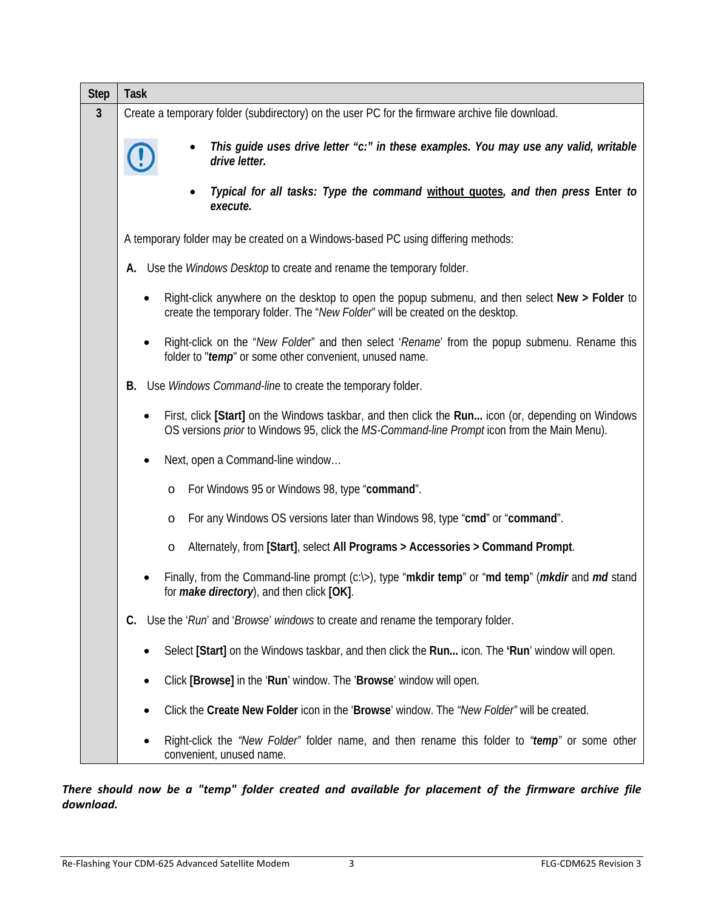| Step | Task |
|---|---|
| **3** | Create a temporary folder (subdirectory) on the user PC for the firmware archive file download.<br><br>• ***This guide uses drive letter "c:" in these examples. You may use any valid, writable drive letter.***<br><br>• ***Typical for all tasks: Type the command <u>without quotes</u>, and then press* Enter *to execute.***<br><br>A temporary folder may be created on a Windows-based PC using differing methods:<br><br>**A.** Use the *Windows Desktop* to create and rename the temporary folder.<br><br>• Right-click anywhere on the desktop to open the popup submenu, and then select **New > Folder** to create the temporary folder. The "*New Folder*" will be created on the desktop.<br><br>• Right-click on the "*New Folder*" and then select '*Rename*' from the popup submenu. Rename this folder to "***temp***" or some other convenient, unused name.<br><br>**B.** Use *Windows Command-line* to create the temporary folder.<br><br>• First, click **[Start]** on the Windows taskbar, and then click the **Run...** icon (or, depending on Windows OS versions *prior* to Windows 95, click the *MS-Command-line Prompt* icon from the Main Menu).<br><br>• Next, open a Command-line window…<br><br>o For Windows 95 or Windows 98, type "**command**".<br><br>o For any Windows OS versions later than Windows 98, type "**cmd**" or "**command**".<br><br>o Alternately, from **[Start]**, select **All Programs > Accessories > Command Prompt**.<br><br>• Finally, from the Command-line prompt (c:\>), type "**mkdir temp**" or "**md temp**" (***mkdir*** and ***md*** stand for ***make directory***), and then click **[OK]**.<br><br>**C.** Use the '*Run*' and '*Browse*' *windows* to create and rename the temporary folder.<br><br>• Select **[Start]** on the Windows taskbar, and then click the **Run...** icon. The '**Run**' window will open.<br><br>• Click **[Browse]** in the '**Run**' window. The '**Browse**' window will open.<br><br>• Click the **Create New Folder** icon in the '**Browse**' window. The *"New Folder"* will be created.<br><br>• Right-click the *"New Folder"* folder name, and then rename this folder to *"**temp**"* or some other convenient, unused name. |

***There should now be a "temp" folder created and available for placement of the firmware archive file download.***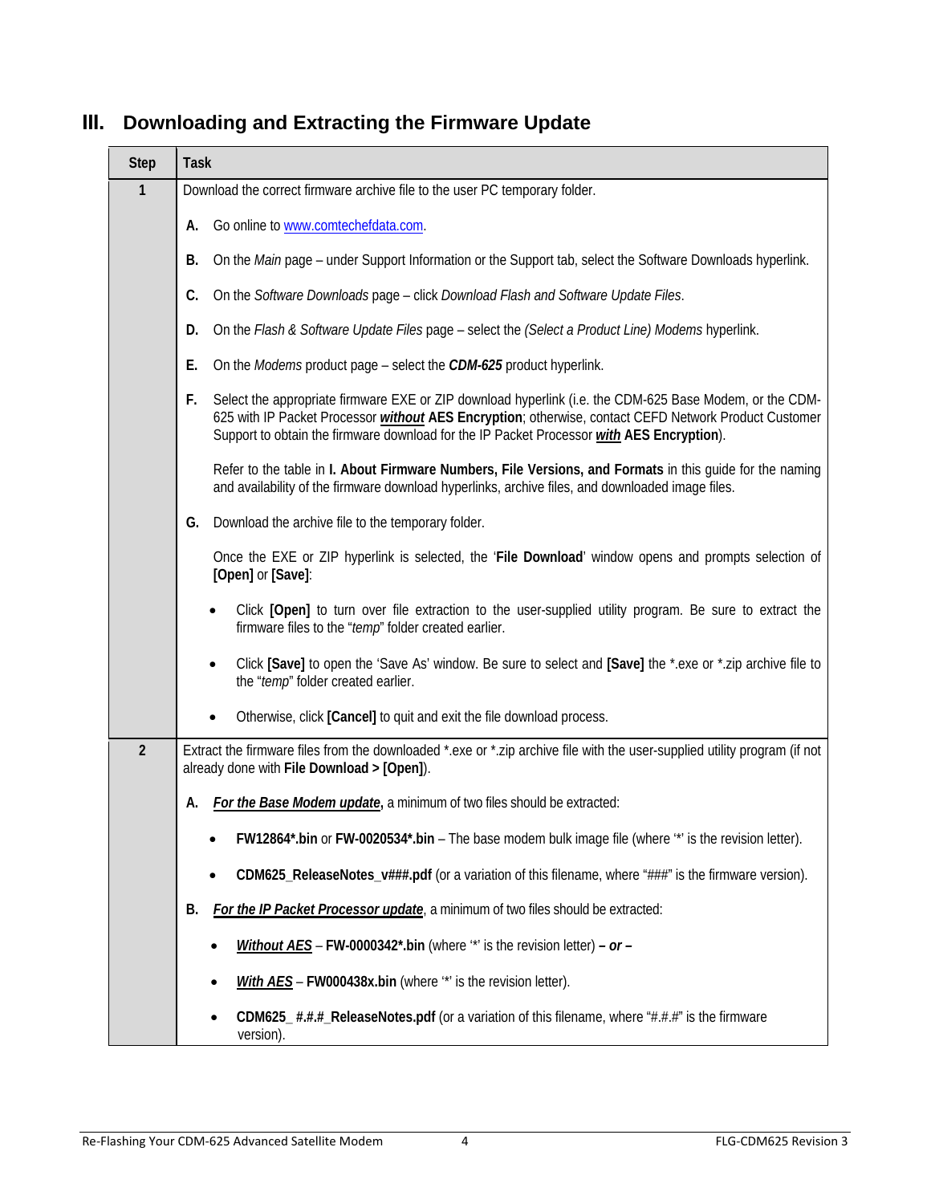## III. Downloading and Extracting the Firmware Update

| Step | Task |
|---|---|
| **1** | Download the correct firmware archive file to the user PC temporary folder.<br><br>**A.** Go online to www.comtechefdata.com.<br><br>**B.** On the *Main* page – under Support Information or the Support tab, select the Software Downloads hyperlink.<br><br>**C.** On the *Software Downloads* page – click *Download Flash and Software Update Files*.<br><br>**D.** On the *Flash & Software Update Files* page – select the *(Select a Product Line) Modems* hyperlink.<br><br>**E.** On the *Modems* product page – select the ***CDM-625*** product hyperlink.<br><br>**F.** Select the appropriate firmware EXE or ZIP download hyperlink (i.e. the CDM-625 Base Modem, or the CDM-625 with IP Packet Processor ***without*** **AES Encryption**; otherwise, contact CEFD Network Product Customer Support to obtain the firmware download for the IP Packet Processor ***with*** **AES Encryption**).<br><br>Refer to the table in **I. About Firmware Numbers, File Versions, and Formats** in this guide for the naming and availability of the firmware download hyperlinks, archive files, and downloaded image files.<br><br>**G.** Download the archive file to the temporary folder.<br><br>Once the EXE or ZIP hyperlink is selected, the '**File Download**' window opens and prompts selection of **[Open]** or **[Save]**:<br><br>• Click **[Open]** to turn over file extraction to the user-supplied utility program. Be sure to extract the firmware files to the "*temp*" folder created earlier.<br><br>• Click **[Save]** to open the 'Save As' window. Be sure to select and **[Save]** the *.exe or *.zip archive file to the "*temp*" folder created earlier.<br><br>• Otherwise, click **[Cancel]** to quit and exit the file download process. |
| **2** | Extract the firmware files from the downloaded *.exe or *.zip archive file with the user-supplied utility program (if not already done with **File Download > [Open]**).<br><br>**A.** ***For the Base Modem update*,** a minimum of two files should be extracted:<br><br>• **FW12864*.bin** or **FW-0020534*.bin** – The base modem bulk image file (where '*' is the revision letter).<br><br>• **CDM625_ReleaseNotes_v###.pdf** (or a variation of this filename, where "###" is the firmware version).<br><br>**B.** ***For the IP Packet Processor update***, a minimum of two files should be extracted:<br><br>• ***Without AES*** – **FW-0000342*.bin** (where '*' is the revision letter) ***– or –***<br><br>• ***With AES*** – **FW000438x.bin** (where '*' is the revision letter).<br><br>• **CDM625_ #.#.#_ReleaseNotes.pdf** (or a variation of this filename, where "#.#.#" is the firmware version). |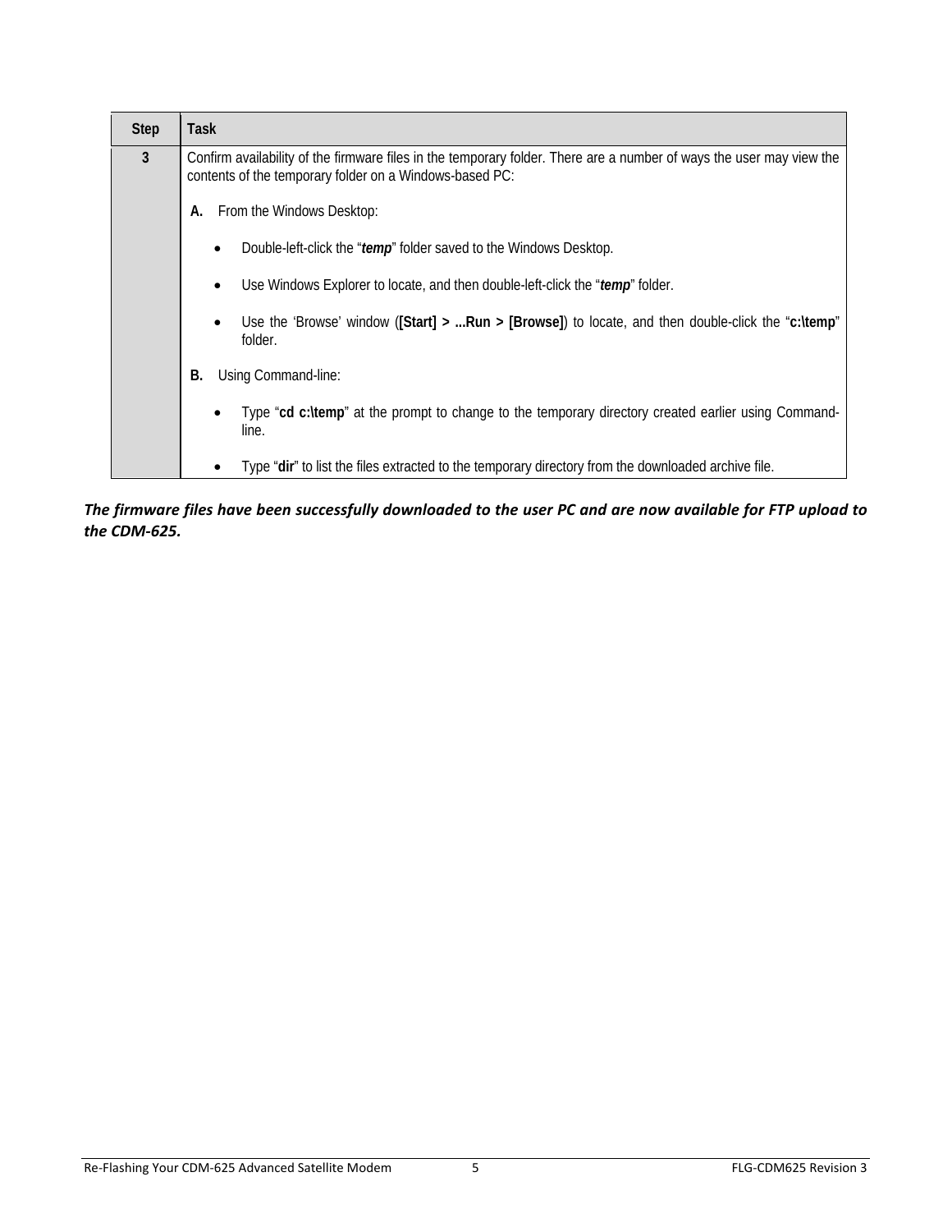| Step | Task |
|---|---|
| **3** | Confirm availability of the firmware files in the temporary folder. There are a number of ways the user may view the contents of the temporary folder on a Windows-based PC:<br><br>**A.** From the Windows Desktop:<br><br>• Double-left-click the "***temp***" folder saved to the Windows Desktop.<br><br>• Use Windows Explorer to locate, and then double-left-click the "***temp***" folder.<br><br>• Use the 'Browse' window (**[Start] > ...Run > [Browse]**) to locate, and then double-click the "**c:\temp**" folder.<br><br>**B.** Using Command-line:<br><br>• Type "**cd c:\temp**" at the prompt to change to the temporary directory created earlier using Command-line.<br><br>• Type "**dir**" to list the files extracted to the temporary directory from the downloaded archive file. |

***The firmware files have been successfully downloaded to the user PC and are now available for FTP upload to the CDM-625.***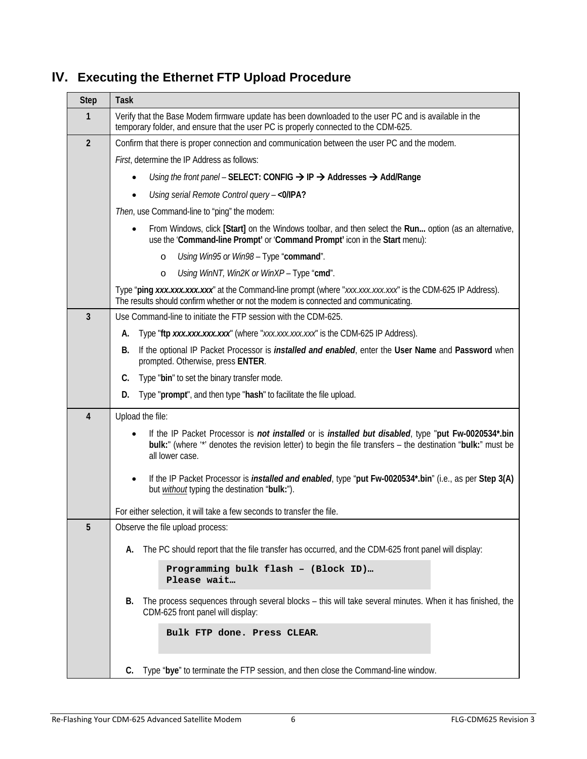## IV. Executing the Ethernet FTP Upload Procedure

| Step | Task |
|---|---|
| 1 | Verify that the Base Modem firmware update has been downloaded to the user PC and is available in the temporary folder, and ensure that the user PC is properly connected to the CDM-625. |
| 2 | Confirm that there is proper connection and communication between the user PC and the modem.<br><br>*First*, determine the IP Address as follows:<br>• *Using the front panel* – **SELECT: CONFIG → IP → Addresses → Add/Range**<br>• *Using serial Remote Control query* – **<0/IPA?**<br><br>*Then*, use Command-line to "ping" the modem:<br>• From Windows, click **[Start]** on the Windows toolbar, and then select the **Run...** option (as an alternative, use the '**Command-line Prompt'** or '**Command Prompt'** icon in the **Start** menu):<br>  o *Using Win95 or Win98* – Type "**command**".<br>  o *Using WinNT, Win2K or WinXP* – Type "**cmd**".<br><br>Type "**ping *xxx.xxx.xxx.xxx***" at the Command-line prompt (where "*xxx.xxx.xxx.xxx*" is the CDM-625 IP Address). The results should confirm whether or not the modem is connected and communicating. |
| 3 | Use Command-line to initiate the FTP session with the CDM-625.<br>**A.** Type "**ftp *xxx.xxx.xxx.xxx***" (where "*xxx.xxx.xxx.xxx*" is the CDM-625 IP Address).<br>**B.** If the optional IP Packet Processor is ***installed and enabled***, enter the **User Name** and **Password** when prompted. Otherwise, press **ENTER**.<br>**C.** Type "**bin**" to set the binary transfer mode.<br>**D.** Type "**prompt**", and then type "**hash**" to facilitate the file upload. |
| 4 | Upload the file:<br>• If the IP Packet Processor is ***not installed*** or is ***installed but disabled***, type "**put Fw-0020534*.bin bulk:**" (where '*' denotes the revision letter) to begin the file transfers – the destination "**bulk:**" must be all lower case.<br>• If the IP Packet Processor is ***installed and enabled***, type "**put Fw-0020534*.bin**" (i.e., as per **Step 3(A)** but *without* typing the destination "**bulk:**").<br><br>For either selection, it will take a few seconds to transfer the file. |
| 5 | Observe the file upload process:<br>**A.** The PC should report that the file transfer has occurred, and the CDM-625 front panel will display:<br>`Programming bulk flash – (Block ID)…`<br>`Please wait…`<br>**B.** The process sequences through several blocks – this will take several minutes. When it has finished, the CDM-625 front panel will display:<br>`Bulk FTP done. Press CLEAR.`<br>**C.** Type "**bye**" to terminate the FTP session, and then close the Command-line window. |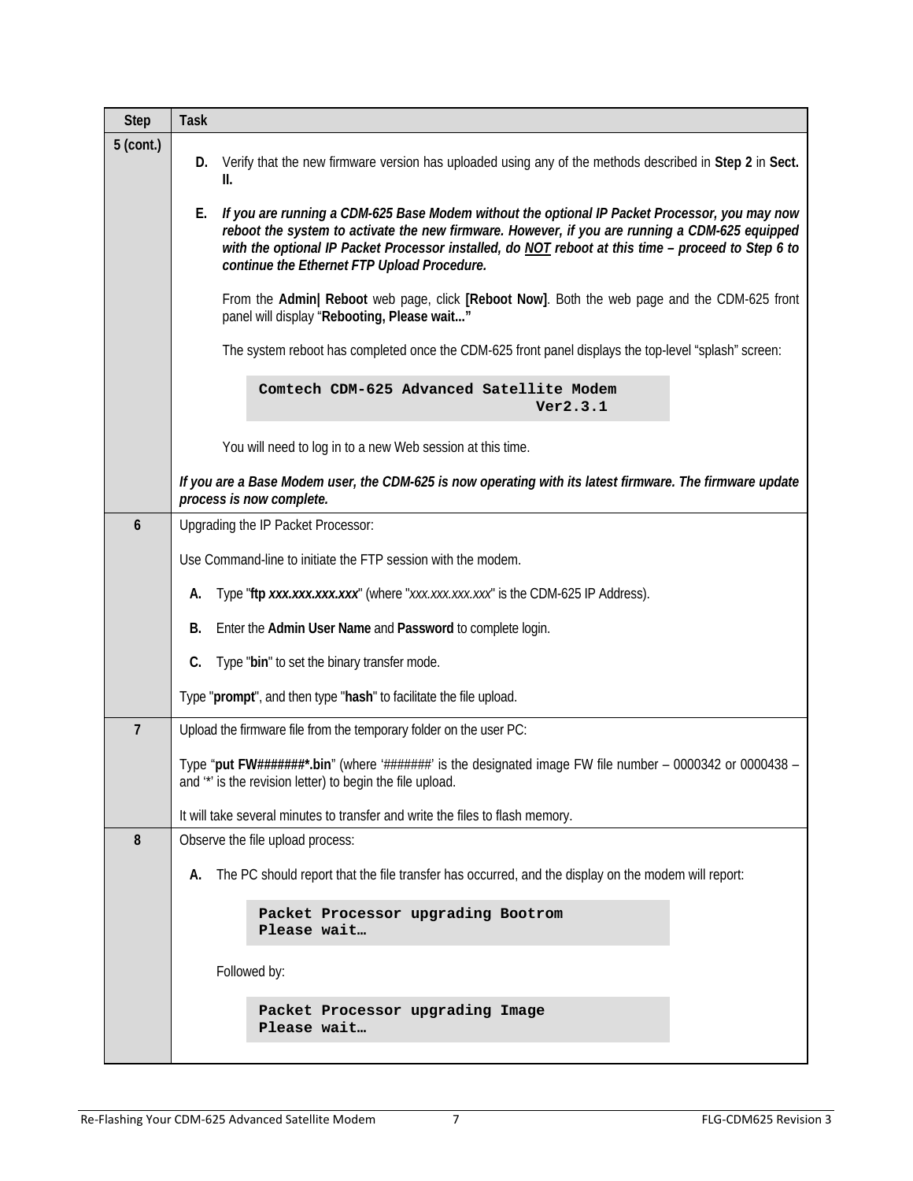| Step | Task |
|---|---|
| 5 (cont.) | **D.** Verify that the new firmware version has uploaded using any of the methods described in **Step 2** in **Sect. II.**<br><br>**E.** ***If you are running a CDM-625 Base Modem without the optional IP Packet Processor, you may now reboot the system to activate the new firmware. However, if you are running a CDM-625 equipped with the optional IP Packet Processor installed, do NOT reboot at this time – proceed to Step 6 to continue the Ethernet FTP Upload Procedure.***<br><br>From the **Admin\| Reboot** web page, click **[Reboot Now]**. Both the web page and the CDM-625 front panel will display "**Rebooting, Please wait...**"<br><br>The system reboot has completed once the CDM-625 front panel displays the top-level "splash" screen:<br><br>`Comtech CDM-625 Advanced Satellite Modem`<br>`Ver2.3.1`<br><br>You will need to log in to a new Web session at this time.<br><br>***If you are a Base Modem user, the CDM-625 is now operating with its latest firmware. The firmware update process is now complete.*** |
| 6 | Upgrading the IP Packet Processor:<br><br>Use Command-line to initiate the FTP session with the modem.<br><br>**A.** Type "**ftp *xxx.xxx.xxx.xxx***" (where "*xxx.xxx.xxx.xxx*" is the CDM-625 IP Address).<br><br>**B.** Enter the **Admin User Name** and **Password** to complete login.<br><br>**C.** Type "**bin**" to set the binary transfer mode.<br><br>Type "**prompt**", and then type "**hash**" to facilitate the file upload. |
| 7 | Upload the firmware file from the temporary folder on the user PC:<br><br>Type "**put FW#######*.bin**" (where '#######' is the designated image FW file number – 0000342 or 0000438 – and '*' is the revision letter) to begin the file upload.<br><br>It will take several minutes to transfer and write the files to flash memory. |
| 8 | Observe the file upload process:<br><br>**A.** The PC should report that the file transfer has occurred, and the display on the modem will report:<br><br>`Packet Processor upgrading Bootrom`<br>`Please wait…`<br><br>Followed by:<br><br>`Packet Processor upgrading Image`<br>`Please wait…` |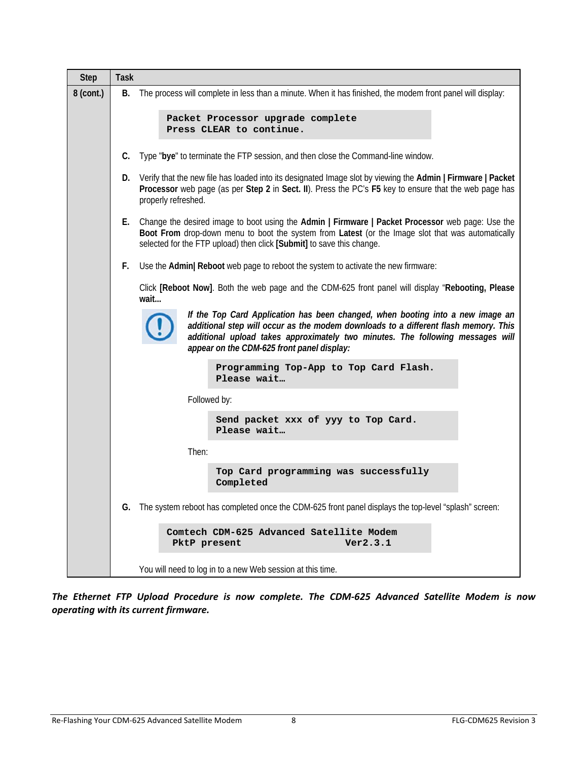| Step | Task |
|---|---|
| 8 (cont.) | **B.** The process will complete in less than a minute. When it has finished, the modem front panel will display:<br><br>`Packet Processor upgrade complete`<br>`Press CLEAR to continue.`<br><br>**C.** Type "**bye**" to terminate the FTP session, and then close the Command-line window.<br><br>**D.** Verify that the new file has loaded into its designated Image slot by viewing the **Admin \| Firmware \| Packet Processor** web page (as per **Step 2** in **Sect. II**). Press the PC's **F5** key to ensure that the web page has properly refreshed.<br><br>**E.** Change the desired image to boot using the **Admin \| Firmware \| Packet Processor** web page: Use the **Boot From** drop-down menu to boot the system from **Latest** (or the Image slot that was automatically selected for the FTP upload) then click **[Submit]** to save this change.<br><br>**F.** Use the **Admin\| Reboot** web page to reboot the system to activate the new firmware:<br><br>Click **[Reboot Now]**. Both the web page and the CDM-625 front panel will display "**Rebooting, Please wait...**<br><br>***If the Top Card Application has been changed, when booting into a new image an additional step will occur as the modem downloads to a different flash memory. This additional upload takes approximately two minutes. The following messages will appear on the CDM-625 front panel display:***<br><br>`Programming Top-App to Top Card Flash.`<br>`Please wait…`<br><br>Followed by:<br><br>`Send packet xxx of yyy to Top Card.`<br>`Please wait…`<br><br>Then:<br><br>`Top Card programming was successfully`<br>`Completed`<br><br>**G.** The system reboot has completed once the CDM-625 front panel displays the top-level "splash" screen:<br><br>`Comtech CDM-625 Advanced Satellite Modem`<br>`PktP present                  Ver2.3.1`<br><br>You will need to log in to a new Web session at this time. |

***The Ethernet FTP Upload Procedure is now complete. The CDM-625 Advanced Satellite Modem is now operating with its current firmware.***